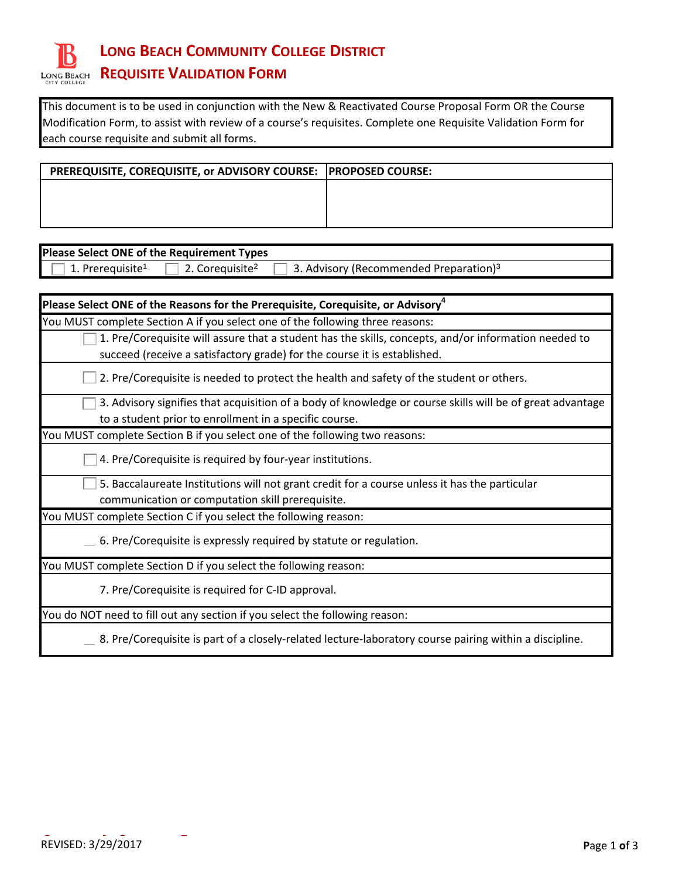# LONG BEACH COMMUNITY COLLEGE DISTRICT

## REQUISITE VALIDATION FORM

This document is to be used in conjunction with the New & Reactivated Course Proposal Form OR the Course Modification Form, to assist with review of a course's requisites. Complete one Requisite Validation Form for each course requisite and submit all forms.

| PREREQUISITE, COREQUISITE, or ADVISORY COURSE: | PROPOSED COURSE: |
|---|---|
| | |

**Please Select ONE of the Requirement Types**

☐ 1. Prerequisite[1] ☐ 2. Corequisite[2] ☐ 3. Advisory (Recommended Preparation)[3]

**Please Select ONE of the Reasons for the Prerequisite, Corequisite, or Advisory[4]**

You MUST complete Section A if you select one of the following three reasons:

☐ 1. Pre/Corequisite will assure that a student has the skills, concepts, and/or information needed to succeed (receive a satisfactory grade) for the course it is established.

☐ 2. Pre/Corequisite is needed to protect the health and safety of the student or others.

☐ 3. Advisory signifies that acquisition of a body of knowledge or course skills will be of great advantage to a student prior to enrollment in a specific course.

You MUST complete Section B if you select one of the following two reasons:

☐ 4. Pre/Corequisite is required by four-year institutions.

☐ 5. Baccalaureate Institutions will not grant credit for a course unless it has the particular communication or computation skill prerequisite.

You MUST complete Section C if you select the following reason:

__ 6. Pre/Corequisite is expressly required by statute or regulation.

You MUST complete Section D if you select the following reason:

7. Pre/Corequisite is required for C-ID approval.

You do NOT need to fill out any section if you select the following reason:

__ 8. Pre/Corequisite is part of a closely-related lecture-laboratory course pairing within a discipline.

REVISED: 3/29/2017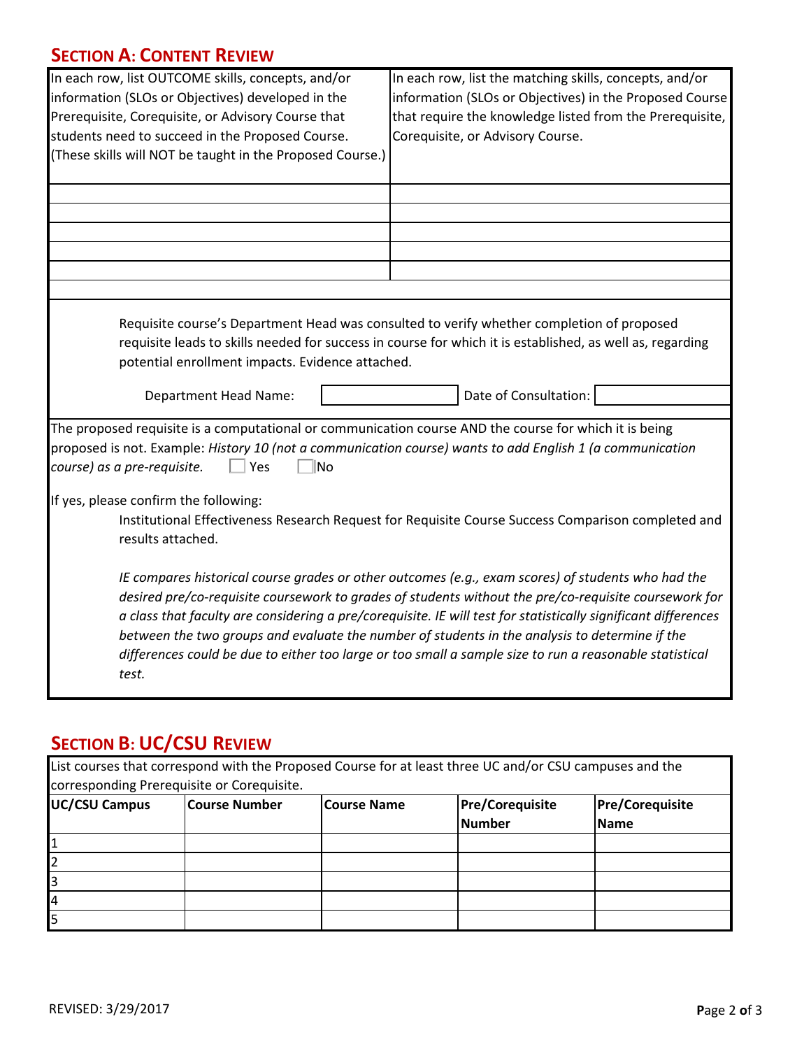## SECTION A: CONTENT REVIEW

| In each row, list OUTCOME skills, concepts, and/or information (SLOs or Objectives) developed in the Prerequisite, Corequisite, or Advisory Course that students need to succeed in the Proposed Course. (These skills will NOT be taught in the Proposed Course.) | In each row, list the matching skills, concepts, and/or information (SLOs or Objectives) in the Proposed Course that require the knowledge listed from the Prerequisite, Corequisite, or Advisory Course. |
|---|---|
| | |
| | |
| | |
| | |
| | |

Requisite course's Department Head was consulted to verify whether completion of proposed requisite leads to skills needed for success in course for which it is established, as well as, regarding potential enrollment impacts. Evidence attached.

Department Head Name: ______________ Date of Consultation: ______________

The proposed requisite is a computational or communication course AND the course for which it is being proposed is not. Example: *History 10 (not a communication course) wants to add English 1 (a communication course) as a pre-requisite.* ☐ Yes ☐ No

If yes, please confirm the following:

Institutional Effectiveness Research Request for Requisite Course Success Comparison completed and results attached.

*IE compares historical course grades or other outcomes (e.g., exam scores) of students who had the desired pre/co-requisite coursework to grades of students without the pre/co-requisite coursework for a class that faculty are considering a pre/corequisite. IE will test for statistically significant differences between the two groups and evaluate the number of students in the analysis to determine if the differences could be due to either too large or too small a sample size to run a reasonable statistical test.*

## SECTION B: UC/CSU REVIEW

List courses that correspond with the Proposed Course for at least three UC and/or CSU campuses and the corresponding Prerequisite or Corequisite.

| UC/CSU Campus | Course Number | Course Name | Pre/Corequisite Number | Pre/Corequisite Name |
|---|---|---|---|---|
| 1 | | | | |
| 2 | | | | |
| 3 | | | | |
| 4 | | | | |
| 5 | | | | |

REVISED: 3/29/2017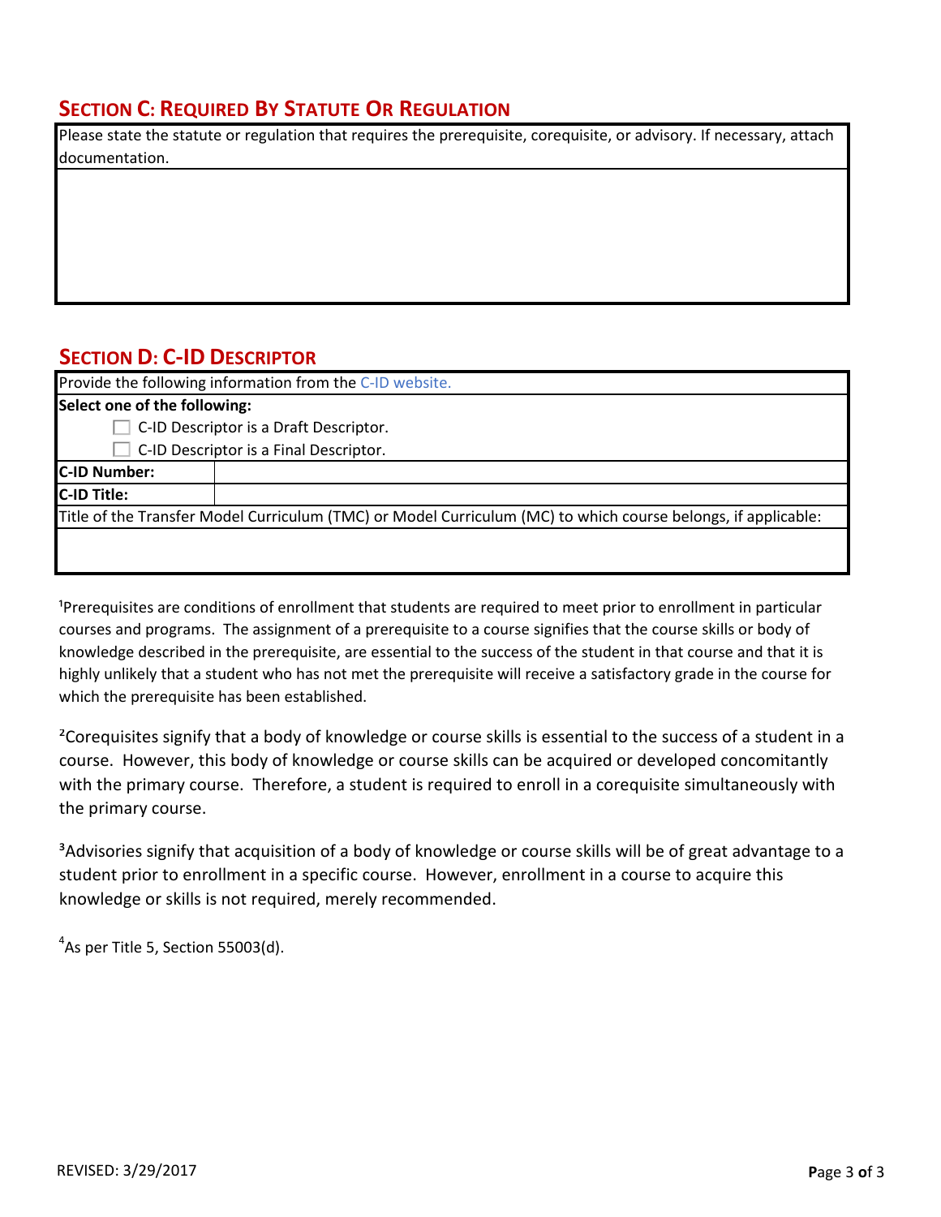## SECTION C: REQUIRED BY STATUTE OR REGULATION

| |
|---|
| Please state the statute or regulation that requires the prerequisite, corequisite, or advisory. If necessary, attach documentation. |
| |

## SECTION D: C-ID DESCRIPTOR

| | |
|---|---|
| Provide the following information from the C-ID website. | |
| **Select one of the following:** | |
| ☐ C-ID Descriptor is a Draft Descriptor. | |
| ☐ C-ID Descriptor is a Final Descriptor. | |
| **C-ID Number:** | |
| **C-ID Title:** | |
| Title of the Transfer Model Curriculum (TMC) or Model Curriculum (MC) to which course belongs, if applicable: | |
| | |

[1]Prerequisites are conditions of enrollment that students are required to meet prior to enrollment in particular courses and programs. The assignment of a prerequisite to a course signifies that the course skills or body of knowledge described in the prerequisite, are essential to the success of the student in that course and that it is highly unlikely that a student who has not met the prerequisite will receive a satisfactory grade in the course for which the prerequisite has been established.

[2]Corequisites signify that a body of knowledge or course skills is essential to the success of a student in a course. However, this body of knowledge or course skills can be acquired or developed concomitantly with the primary course. Therefore, a student is required to enroll in a corequisite simultaneously with the primary course.

[3]Advisories signify that acquisition of a body of knowledge or course skills will be of great advantage to a student prior to enrollment in a specific course. However, enrollment in a course to acquire this knowledge or skills is not required, merely recommended.

[4]As per Title 5, Section 55003(d).

REVISED: 3/29/2017